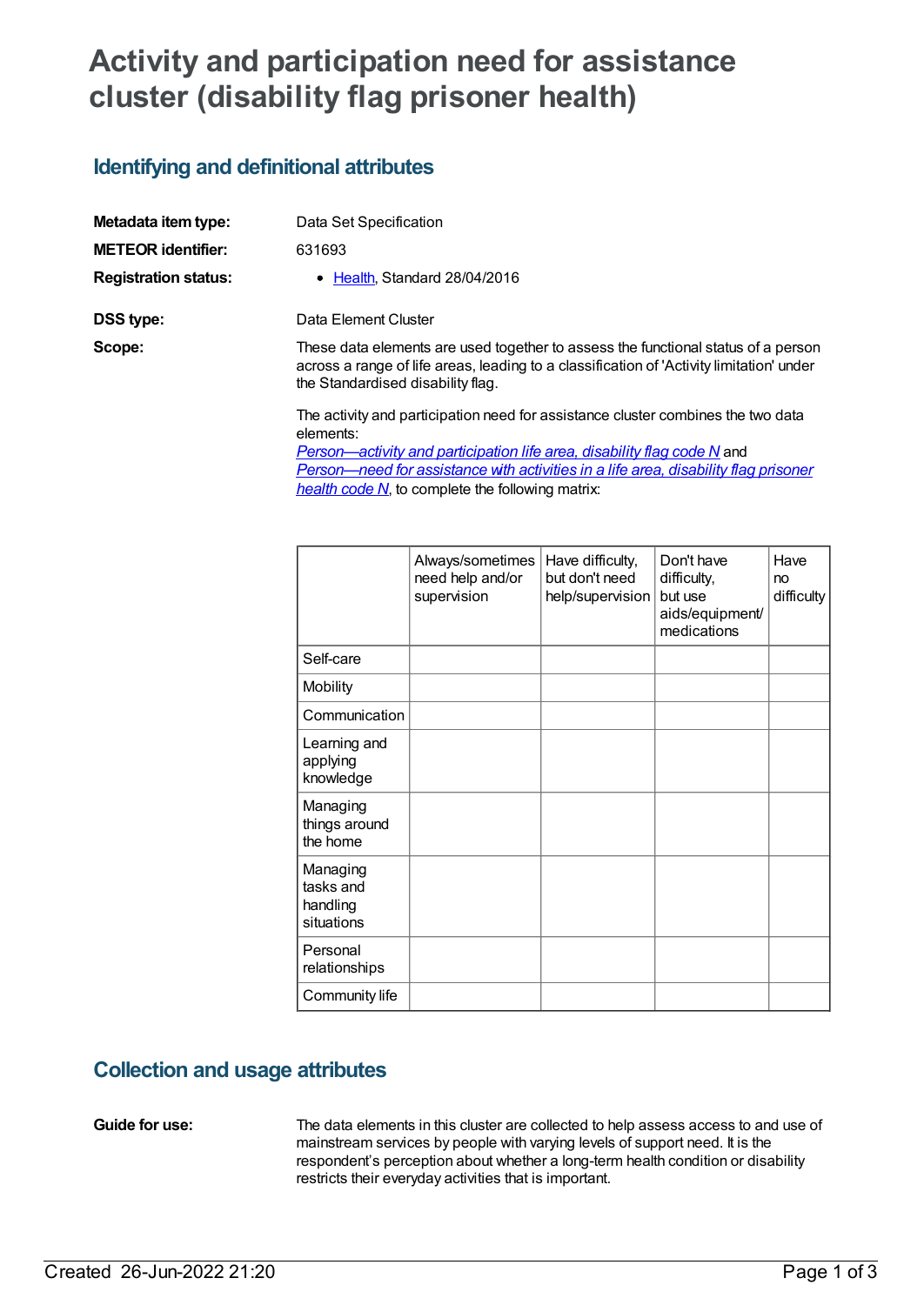# Activity and participation need for assistance cluster (disability flag prisoner health)

## Identifying and definitional attributes

**Metadata item type:** Data Set Specification

**METEOR identifier:** 631693

**Registration status:**
- Health, Standard 28/04/2016

**DSS type:** Data Element Cluster

**Scope:** These data elements are used together to assess the functional status of a person across a range of life areas, leading to a classification of 'Activity limitation' under the Standardised disability flag.

The activity and participation need for assistance cluster combines the two data elements:
*Person—activity and participation life area, disability flag code N* and *Person—need for assistance with activities in a life area, disability flag prisoner health code N*, to complete the following matrix:

| | Always/sometimes need help and/or supervision | Have difficulty, but don't need help/supervision | Don't have difficulty, but use aids/equipment/ medications | Have no difficulty |
|---|---|---|---|---|
| Self-care | | | | |
| Mobility | | | | |
| Communication | | | | |
| Learning and applying knowledge | | | | |
| Managing things around the home | | | | |
| Managing tasks and handling situations | | | | |
| Personal relationships | | | | |
| Community life | | | | |

## Collection and usage attributes

**Guide for use:** The data elements in this cluster are collected to help assess access to and use of mainstream services by people with varying levels of support need. It is the respondent's perception about whether a long-term health condition or disability restricts their everyday activities that is important.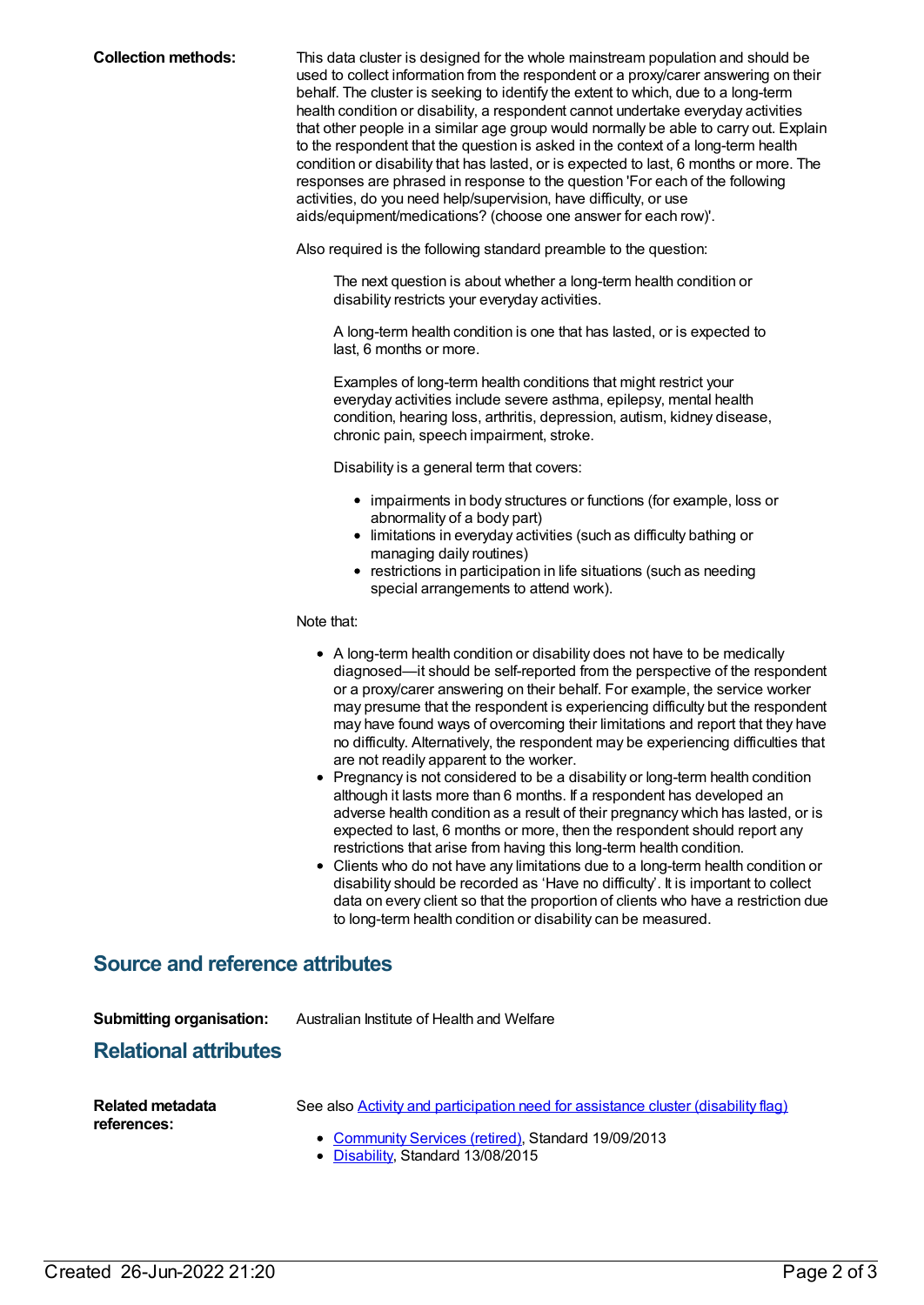**Collection methods:**

This data cluster is designed for the whole mainstream population and should be used to collect information from the respondent or a proxy/carer answering on their behalf. The cluster is seeking to identify the extent to which, due to a long-term health condition or disability, a respondent cannot undertake everyday activities that other people in a similar age group would normally be able to carry out. Explain to the respondent that the question is asked in the context of a long-term health condition or disability that has lasted, or is expected to last, 6 months or more. The responses are phrased in response to the question 'For each of the following activities, do you need help/supervision, have difficulty, or use aids/equipment/medications? (choose one answer for each row)'.

Also required is the following standard preamble to the question:

> The next question is about whether a long-term health condition or disability restricts your everyday activities.
>
> A long-term health condition is one that has lasted, or is expected to last, 6 months or more.
>
> Examples of long-term health conditions that might restrict your everyday activities include severe asthma, epilepsy, mental health condition, hearing loss, arthritis, depression, autism, kidney disease, chronic pain, speech impairment, stroke.
>
> Disability is a general term that covers:
>
> - impairments in body structures or functions (for example, loss or abnormality of a body part)
> - limitations in everyday activities (such as difficulty bathing or managing daily routines)
> - restrictions in participation in life situations (such as needing special arrangements to attend work).

Note that:

- A long-term health condition or disability does not have to be medically diagnosed—it should be self-reported from the perspective of the respondent or a proxy/carer answering on their behalf. For example, the service worker may presume that the respondent is experiencing difficulty but the respondent may have found ways of overcoming their limitations and report that they have no difficulty. Alternatively, the respondent may be experiencing difficulties that are not readily apparent to the worker.
- Pregnancy is not considered to be a disability or long-term health condition although it lasts more than 6 months. If a respondent has developed an adverse health condition as a result of their pregnancy which has lasted, or is expected to last, 6 months or more, then the respondent should report any restrictions that arise from having this long-term health condition.
- Clients who do not have any limitations due to a long-term health condition or disability should be recorded as 'Have no difficulty'. It is important to collect data on every client so that the proportion of clients who have a restriction due to long-term health condition or disability can be measured.

## Source and reference attributes

**Submitting organisation:** Australian Institute of Health and Welfare

## Relational attributes

**Related metadata references:**

See also Activity and participation need for assistance cluster (disability flag)

- Community Services (retired), Standard 19/09/2013
- Disability, Standard 13/08/2015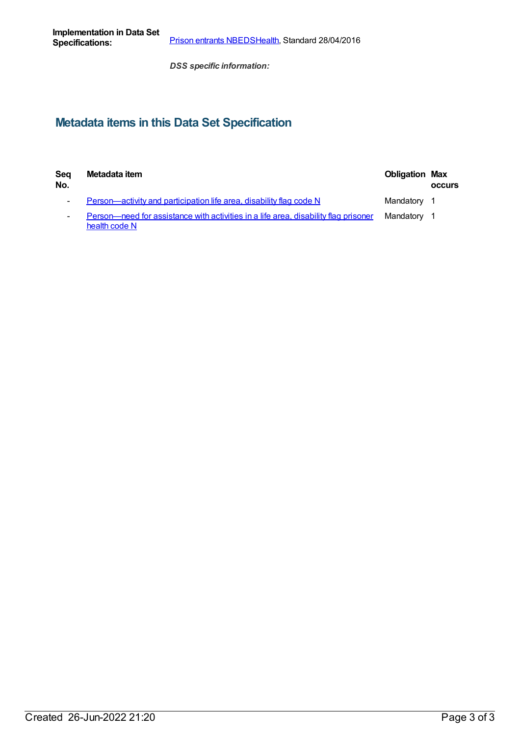**Implementation in Data Set Specifications:** Prison entrants NBEDSHealth, Standard 28/04/2016

*DSS specific information:*

## Metadata items in this Data Set Specification

| Seq No. | Metadata item | Obligation | Max occurs |
| --- | --- | --- | --- |
| - | Person—activity and participation life area, disability flag code N | Mandatory | 1 |
| - | Person—need for assistance with activities in a life area, disability flag prisoner health code N | Mandatory | 1 |